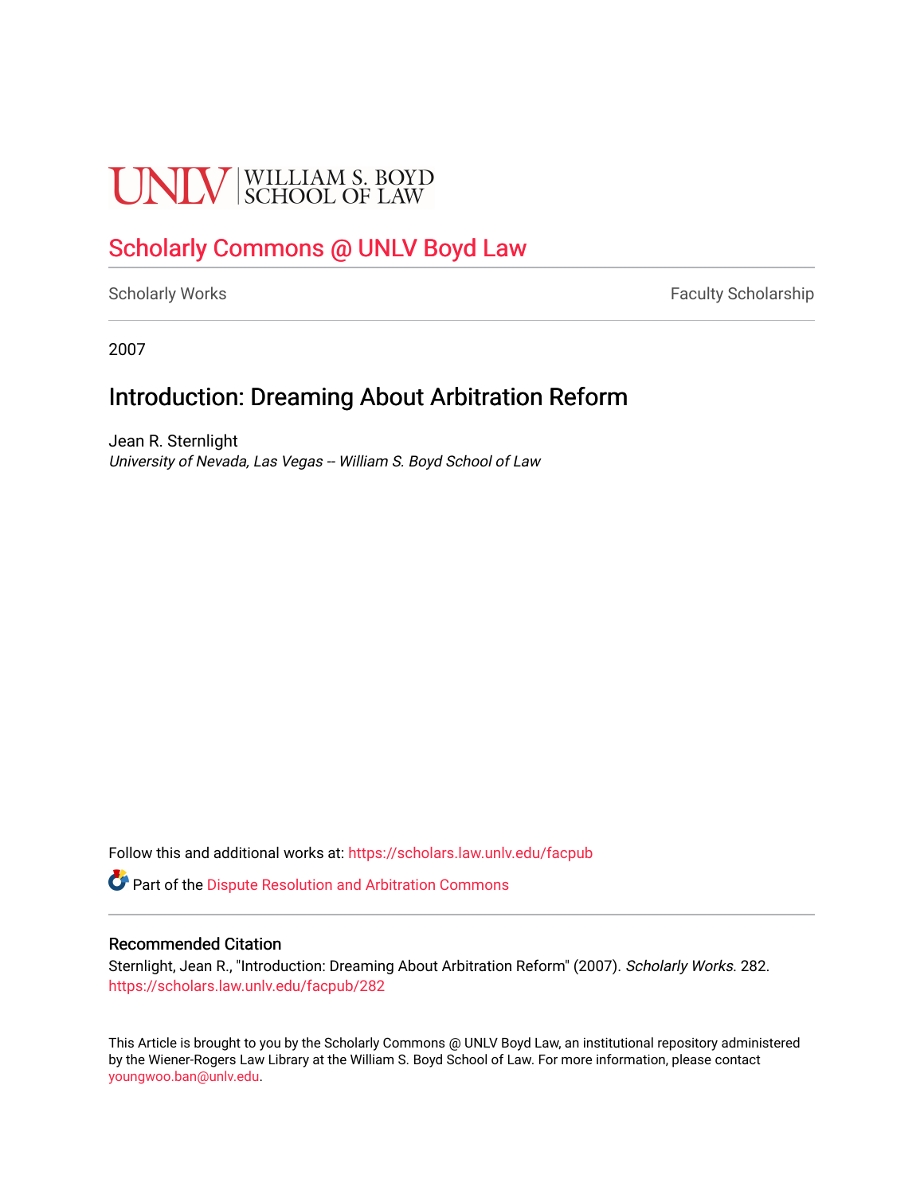UNLV | WILLIAM S. BOYD SCHOOL OF LAW

## Scholarly Commons @ UNLV Boyd Law

Scholarly Works | Faculty Scholarship

2007

# Introduction: Dreaming About Arbitration Reform

Jean R. Sternlight
*University of Nevada, Las Vegas -- William S. Boyd School of Law*

Follow this and additional works at: https://scholars.law.unlv.edu/facpub

Part of the Dispute Resolution and Arbitration Commons

### Recommended Citation

Sternlight, Jean R., "Introduction: Dreaming About Arbitration Reform" (2007). *Scholarly Works*. 282.
https://scholars.law.unlv.edu/facpub/282

This Article is brought to you by the Scholarly Commons @ UNLV Boyd Law, an institutional repository administered by the Wiener-Rogers Law Library at the William S. Boyd School of Law. For more information, please contact youngwoo.ban@unlv.edu.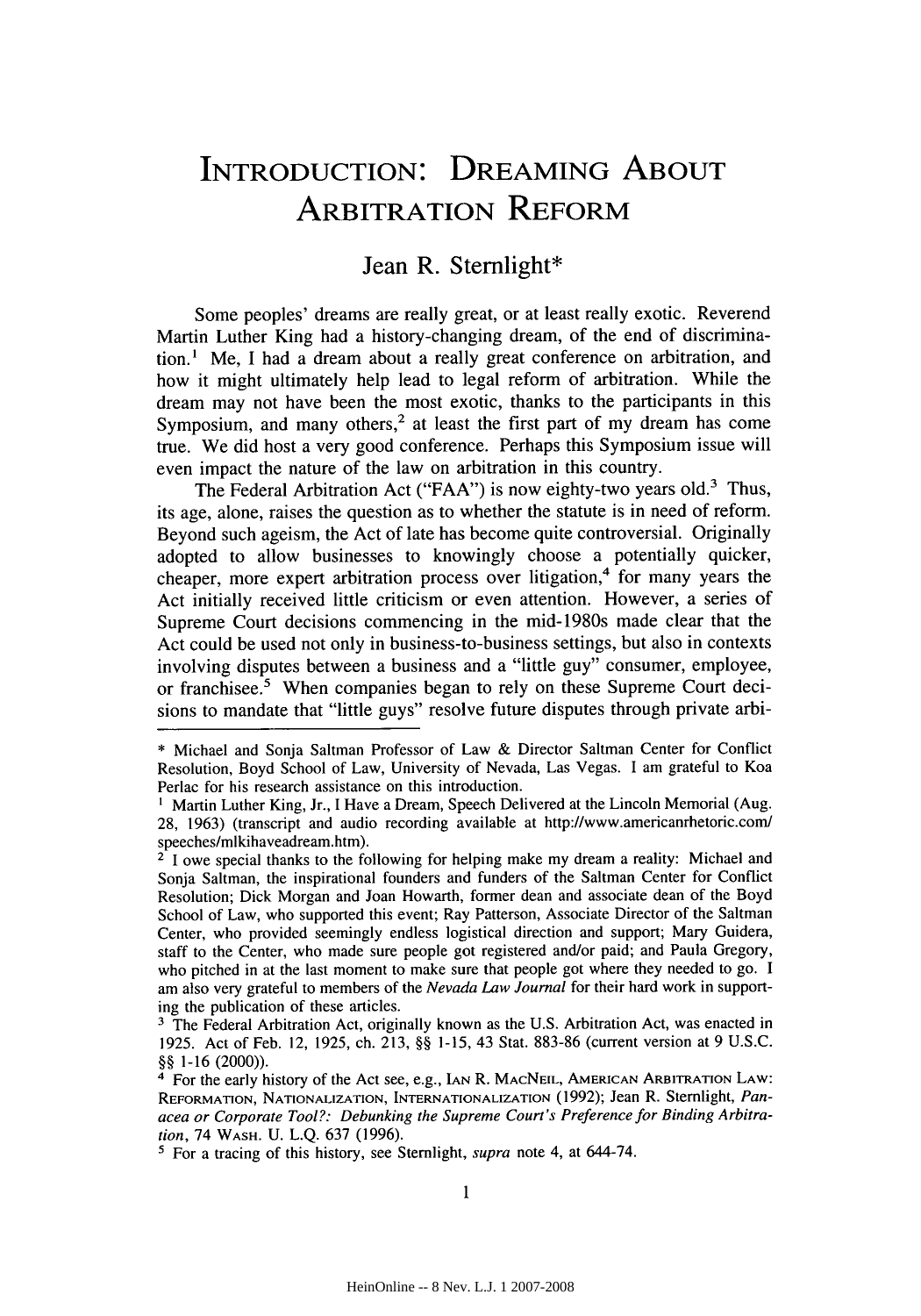# INTRODUCTION: DREAMING ABOUT ARBITRATION REFORM

## Jean R. Sternlight*

Some peoples' dreams are really great, or at least really exotic. Reverend Martin Luther King had a history-changing dream, of the end of discrimination.[1] Me, I had a dream about a really great conference on arbitration, and how it might ultimately help lead to legal reform of arbitration. While the dream may not have been the most exotic, thanks to the participants in this Symposium, and many others,[2] at least the first part of my dream has come true. We did host a very good conference. Perhaps this Symposium issue will even impact the nature of the law on arbitration in this country.

The Federal Arbitration Act ("FAA") is now eighty-two years old.[3] Thus, its age, alone, raises the question as to whether the statute is in need of reform. Beyond such ageism, the Act of late has become quite controversial. Originally adopted to allow businesses to knowingly choose a potentially quicker, cheaper, more expert arbitration process over litigation,[4] for many years the Act initially received little criticism or even attention. However, a series of Supreme Court decisions commencing in the mid-1980s made clear that the Act could be used not only in business-to-business settings, but also in contexts involving disputes between a business and a "little guy" consumer, employee, or franchisee.[5] When companies began to rely on these Supreme Court decisions to mandate that "little guys" resolve future disputes through private arbi-

---

\* Michael and Sonja Saltman Professor of Law & Director Saltman Center for Conflict Resolution, Boyd School of Law, University of Nevada, Las Vegas. I am grateful to Koa Perlac for his research assistance on this introduction.

[1] Martin Luther King, Jr., I Have a Dream, Speech Delivered at the Lincoln Memorial (Aug. 28, 1963) (transcript and audio recording available at http://www.americanrhetoric.com/speeches/mlkihaveadream.htm).

[2] I owe special thanks to the following for helping make my dream a reality: Michael and Sonja Saltman, the inspirational founders and funders of the Saltman Center for Conflict Resolution; Dick Morgan and Joan Howarth, former dean and associate dean of the Boyd School of Law, who supported this event; Ray Patterson, Associate Director of the Saltman Center, who provided seemingly endless logistical direction and support; Mary Guidera, staff to the Center, who made sure people got registered and/or paid; and Paula Gregory, who pitched in at the last moment to make sure that people got where they needed to go. I am also very grateful to members of the *Nevada Law Journal* for their hard work in supporting the publication of these articles.

[3] The Federal Arbitration Act, originally known as the U.S. Arbitration Act, was enacted in 1925. Act of Feb. 12, 1925, ch. 213, §§ 1-15, 43 Stat. 883-86 (current version at 9 U.S.C. §§ 1-16 (2000)).

[4] For the early history of the Act see, e.g., IAN R. MACNEIL, AMERICAN ARBITRATION LAW: REFORMATION, NATIONALIZATION, INTERNATIONALIZATION (1992); Jean R. Sternlight, *Panacea or Corporate Tool?: Debunking the Supreme Court's Preference for Binding Arbitration*, 74 WASH. U. L.Q. 637 (1996).

[5] For a tracing of this history, see Sternlight, *supra* note 4, at 644-74.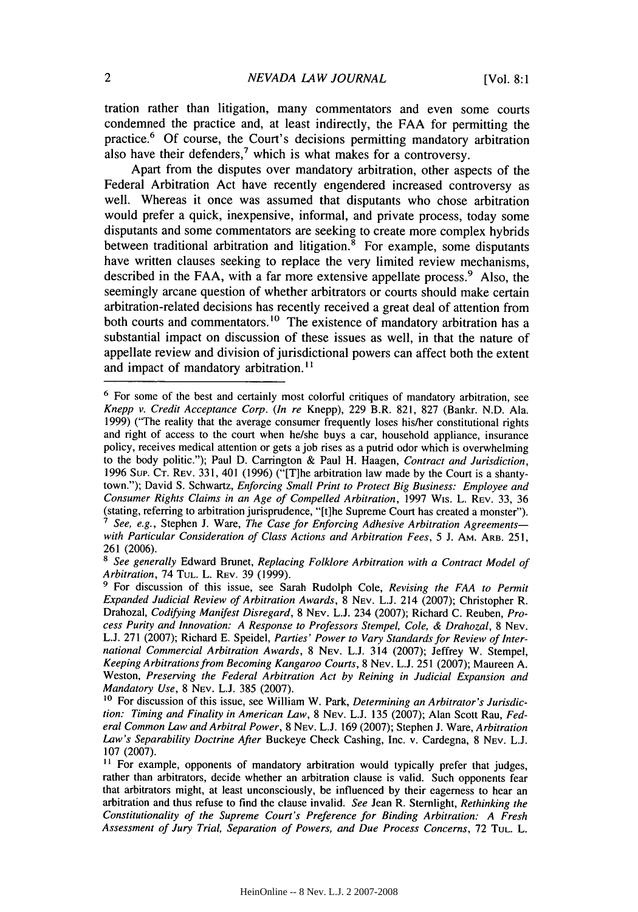tration rather than litigation, many commentators and even some courts condemned the practice and, at least indirectly, the FAA for permitting the practice.[6] Of course, the Court's decisions permitting mandatory arbitration also have their defenders,[7] which is what makes for a controversy.

Apart from the disputes over mandatory arbitration, other aspects of the Federal Arbitration Act have recently engendered increased controversy as well. Whereas it once was assumed that disputants who chose arbitration would prefer a quick, inexpensive, informal, and private process, today some disputants and some commentators are seeking to create more complex hybrids between traditional arbitration and litigation.[8] For example, some disputants have written clauses seeking to replace the very limited review mechanisms, described in the FAA, with a far more extensive appellate process.[9] Also, the seemingly arcane question of whether arbitrators or courts should make certain arbitration-related decisions has recently received a great deal of attention from both courts and commentators.[10] The existence of mandatory arbitration has a substantial impact on discussion of these issues as well, in that the nature of appellate review and division of jurisdictional powers can affect both the extent and impact of mandatory arbitration.[11]

---

[6] For some of the best and certainly most colorful critiques of mandatory arbitration, see *Knepp v. Credit Acceptance Corp. (In re* Knepp), 229 B.R. 821, 827 (Bankr. N.D. Ala. 1999) ("The reality that the average consumer frequently loses his/her constitutional rights and right of access to the court when he/she buys a car, household appliance, insurance policy, receives medical attention or gets a job rises as a putrid odor which is overwhelming to the body politic."); Paul D. Carrington & Paul H. Haagen, *Contract and Jurisdiction*, 1996 SUP. CT. REV. 331, 401 (1996) ("[T]he arbitration law made by the Court is a shantytown."); David S. Schwartz, *Enforcing Small Print to Protect Big Business: Employee and Consumer Rights Claims in an Age of Compelled Arbitration*, 1997 WIS. L. REV. 33, 36 (stating, referring to arbitration jurisprudence, "[t]he Supreme Court has created a monster").

[7] *See, e.g.*, Stephen J. Ware, *The Case for Enforcing Adhesive Arbitration Agreements—with Particular Consideration of Class Actions and Arbitration Fees*, 5 J. AM. ARB. 251, 261 (2006).

[8] *See generally* Edward Brunet, *Replacing Folklore Arbitration with a Contract Model of Arbitration*, 74 TUL. L. REV. 39 (1999).

[9] For discussion of this issue, see Sarah Rudolph Cole, *Revising the FAA to Permit Expanded Judicial Review of Arbitration Awards*, 8 NEV. L.J. 214 (2007); Christopher R. Drahozal, *Codifying Manifest Disregard*, 8 NEV. L.J. 234 (2007); Richard C. Reuben, *Process Purity and Innovation: A Response to Professors Stempel, Cole, & Drahozal*, 8 NEV. L.J. 271 (2007); Richard E. Speidel, *Parties' Power to Vary Standards for Review of International Commercial Arbitration Awards*, 8 NEV. L.J. 314 (2007); Jeffrey W. Stempel, *Keeping Arbitrations from Becoming Kangaroo Courts*, 8 NEV. L.J. 251 (2007); Maureen A. Weston, *Preserving the Federal Arbitration Act by Reining in Judicial Expansion and Mandatory Use*, 8 NEV. L.J. 385 (2007).

[10] For discussion of this issue, see William W. Park, *Determining an Arbitrator's Jurisdiction: Timing and Finality in American Law*, 8 NEV. L.J. 135 (2007); Alan Scott Rau, *Federal Common Law and Arbitral Power*, 8 NEV. L.J. 169 (2007); Stephen J. Ware, *Arbitration Law's Separability Doctrine After* Buckeye Check Cashing, Inc. v. Cardegna, 8 NEV. L.J. 107 (2007).

[11] For example, opponents of mandatory arbitration would typically prefer that judges, rather than arbitrators, decide whether an arbitration clause is valid. Such opponents fear that arbitrators might, at least unconsciously, be influenced by their eagerness to hear an arbitration and thus refuse to find the clause invalid. *See* Jean R. Sternlight, *Rethinking the Constitutionality of the Supreme Court's Preference for Binding Arbitration: A Fresh Assessment of Jury Trial, Separation of Powers, and Due Process Concerns*, 72 TUL. L.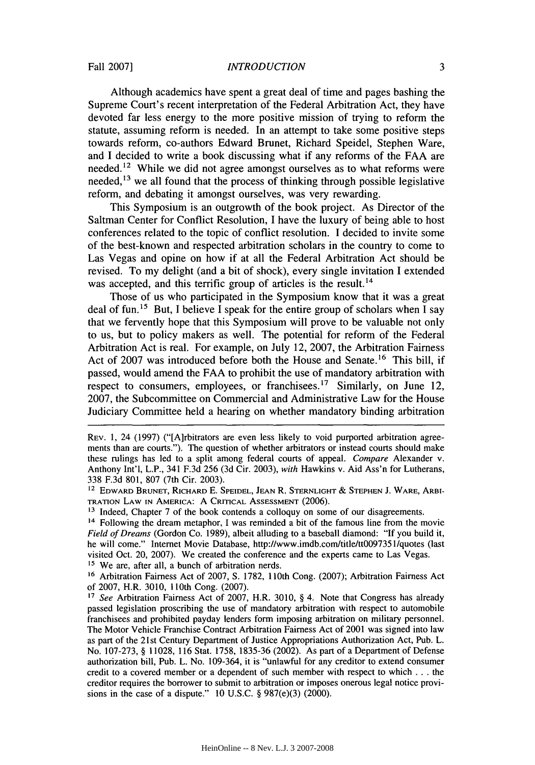Although academics have spent a great deal of time and pages bashing the Supreme Court's recent interpretation of the Federal Arbitration Act, they have devoted far less energy to the more positive mission of trying to reform the statute, assuming reform is needed. In an attempt to take some positive steps towards reform, co-authors Edward Brunet, Richard Speidel, Stephen Ware, and I decided to write a book discussing what if any reforms of the FAA are needed.[12] While we did not agree amongst ourselves as to what reforms were needed,[13] we all found that the process of thinking through possible legislative reform, and debating it amongst ourselves, was very rewarding.

This Symposium is an outgrowth of the book project. As Director of the Saltman Center for Conflict Resolution, I have the luxury of being able to host conferences related to the topic of conflict resolution. I decided to invite some of the best-known and respected arbitration scholars in the country to come to Las Vegas and opine on how if at all the Federal Arbitration Act should be revised. To my delight (and a bit of shock), every single invitation I extended was accepted, and this terrific group of articles is the result.[14]

Those of us who participated in the Symposium know that it was a great deal of fun.[15] But, I believe I speak for the entire group of scholars when I say that we fervently hope that this Symposium will prove to be valuable not only to us, but to policy makers as well. The potential for reform of the Federal Arbitration Act is real. For example, on July 12, 2007, the Arbitration Fairness Act of 2007 was introduced before both the House and Senate.[16] This bill, if passed, would amend the FAA to prohibit the use of mandatory arbitration with respect to consumers, employees, or franchisees.[17] Similarly, on June 12, 2007, the Subcommittee on Commercial and Administrative Law for the House Judiciary Committee held a hearing on whether mandatory binding arbitration

---

Rev. 1, 24 (1997) ("[A]rbitrators are even less likely to void purported arbitration agreements than are courts."). The question of whether arbitrators or instead courts should make these rulings has led to a split among federal courts of appeal. *Compare* Alexander v. Anthony Int'l, L.P., 341 F.3d 256 (3d Cir. 2003), *with* Hawkins v. Aid Ass'n for Lutherans, 338 F.3d 801, 807 (7th Cir. 2003).

[12] Edward Brunet, Richard E. Speidel, Jean R. Sternlight & Stephen J. Ware, Arbitration Law in America: A Critical Assessment (2006).

[13] Indeed, Chapter 7 of the book contends a colloquy on some of our disagreements.

[14] Following the dream metaphor, I was reminded a bit of the famous line from the movie *Field of Dreams* (Gordon Co. 1989), albeit alluding to a baseball diamond: "If you build it, he will come." Internet Movie Database, http://www.imdb.com/title/tt0097351/quotes (last visited Oct. 20, 2007). We created the conference and the experts came to Las Vegas.

[15] We are, after all, a bunch of arbitration nerds.

[16] Arbitration Fairness Act of 2007, S. 1782, 110th Cong. (2007); Arbitration Fairness Act of 2007, H.R. 3010, 110th Cong. (2007).

[17] *See* Arbitration Fairness Act of 2007, H.R. 3010, § 4. Note that Congress has already passed legislation proscribing the use of mandatory arbitration with respect to automobile franchisees and prohibited payday lenders form imposing arbitration on military personnel. The Motor Vehicle Franchise Contract Arbitration Fairness Act of 2001 was signed into law as part of the 21st Century Department of Justice Appropriations Authorization Act, Pub. L. No. 107-273, § 11028, 116 Stat. 1758, 1835-36 (2002). As part of a Department of Defense authorization bill, Pub. L. No. 109-364, it is "unlawful for any creditor to extend consumer credit to a covered member or a dependent of such member with respect to which . . . the creditor requires the borrower to submit to arbitration or imposes onerous legal notice provisions in the case of a dispute." 10 U.S.C. § 987(e)(3) (2000).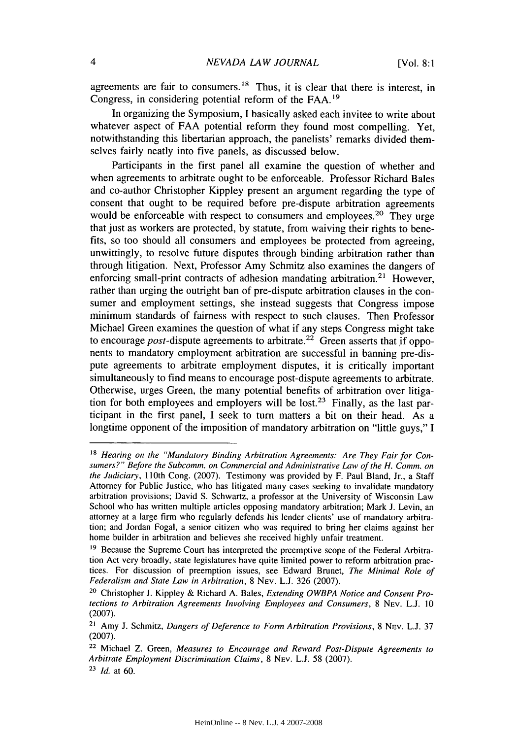agreements are fair to consumers.[18] Thus, it is clear that there is interest, in Congress, in considering potential reform of the FAA.[19]

In organizing the Symposium, I basically asked each invitee to write about whatever aspect of FAA potential reform they found most compelling. Yet, notwithstanding this libertarian approach, the panelists' remarks divided themselves fairly neatly into five panels, as discussed below.

Participants in the first panel all examine the question of whether and when agreements to arbitrate ought to be enforceable. Professor Richard Bales and co-author Christopher Kippley present an argument regarding the type of consent that ought to be required before pre-dispute arbitration agreements would be enforceable with respect to consumers and employees.[20] They urge that just as workers are protected, by statute, from waiving their rights to benefits, so too should all consumers and employees be protected from agreeing, unwittingly, to resolve future disputes through binding arbitration rather than through litigation. Next, Professor Amy Schmitz also examines the dangers of enforcing small-print contracts of adhesion mandating arbitration.[21] However, rather than urging the outright ban of pre-dispute arbitration clauses in the consumer and employment settings, she instead suggests that Congress impose minimum standards of fairness with respect to such clauses. Then Professor Michael Green examines the question of what if any steps Congress might take to encourage *post*-dispute agreements to arbitrate.[22] Green asserts that if opponents to mandatory employment arbitration are successful in banning pre-dispute agreements to arbitrate employment disputes, it is critically important simultaneously to find means to encourage post-dispute agreements to arbitrate. Otherwise, urges Green, the many potential benefits of arbitration over litigation for both employees and employers will be lost.[23] Finally, as the last participant in the first panel, I seek to turn matters a bit on their head. As a longtime opponent of the imposition of mandatory arbitration on "little guys," I

---

[18] *Hearing on the "Mandatory Binding Arbitration Agreements: Are They Fair for Consumers?" Before the Subcomm. on Commercial and Administrative Law of the H. Comm. on the Judiciary*, 110th Cong. (2007). Testimony was provided by F. Paul Bland, Jr., a Staff Attorney for Public Justice, who has litigated many cases seeking to invalidate mandatory arbitration provisions; David S. Schwartz, a professor at the University of Wisconsin Law School who has written multiple articles opposing mandatory arbitration; Mark J. Levin, an attorney at a large firm who regularly defends his lender clients' use of mandatory arbitration; and Jordan Fogal, a senior citizen who was required to bring her claims against her home builder in arbitration and believes she received highly unfair treatment.

[19] Because the Supreme Court has interpreted the preemptive scope of the Federal Arbitration Act very broadly, state legislatures have quite limited power to reform arbitration practices. For discussion of preemption issues, see Edward Brunet, *The Minimal Role of Federalism and State Law in Arbitration*, 8 NEV. L.J. 326 (2007).

[20] Christopher J. Kippley & Richard A. Bales, *Extending OWBPA Notice and Consent Protections to Arbitration Agreements Involving Employees and Consumers*, 8 NEV. L.J. 10 (2007).

[21] Amy J. Schmitz, *Dangers of Deference to Form Arbitration Provisions*, 8 NEV. L.J. 37 (2007).

[22] Michael Z. Green, *Measures to Encourage and Reward Post-Dispute Agreements to Arbitrate Employment Discrimination Claims*, 8 NEV. L.J. 58 (2007).

[23] *Id.* at 60.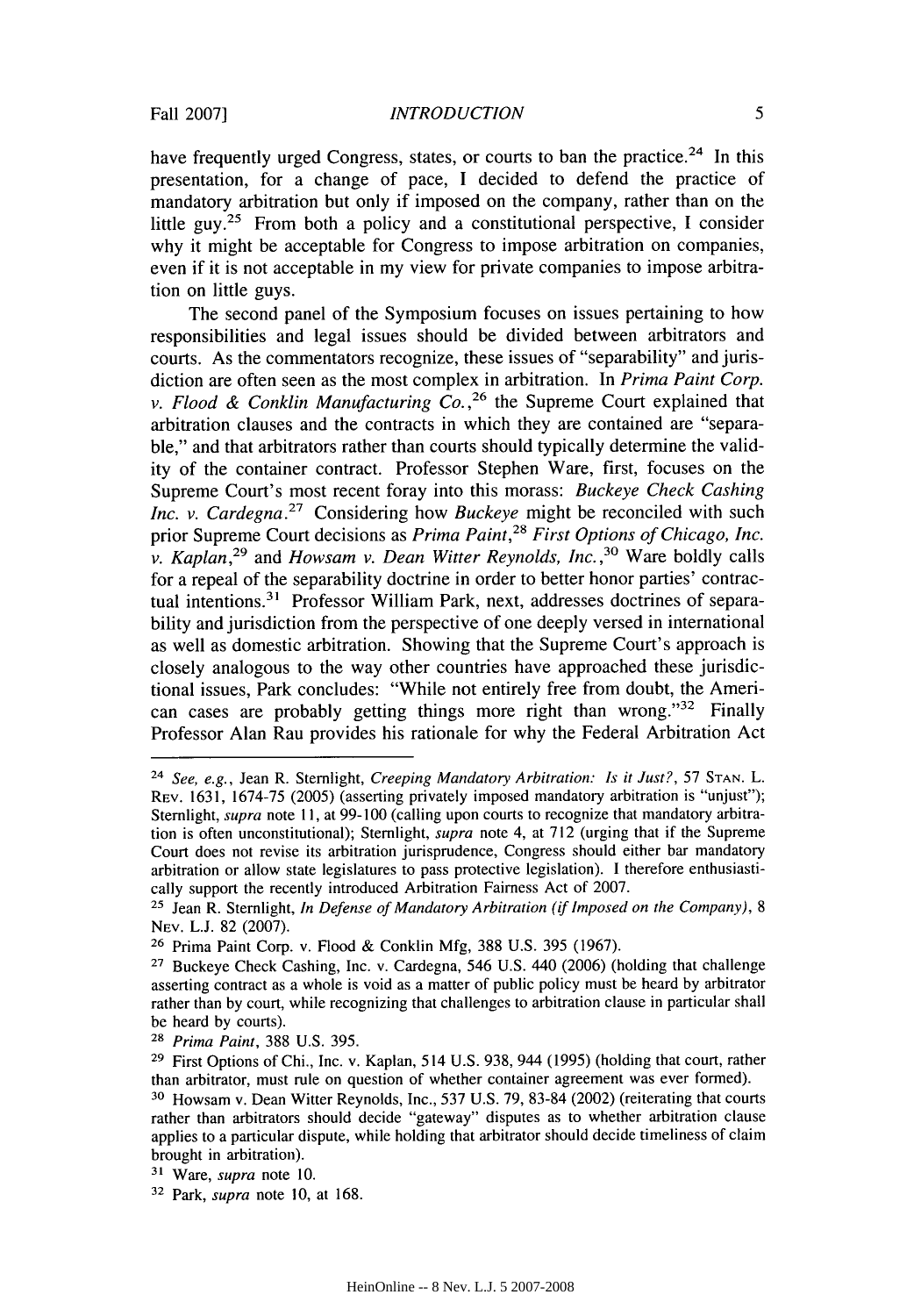have frequently urged Congress, states, or courts to ban the practice.[24] In this presentation, for a change of pace, I decided to defend the practice of mandatory arbitration but only if imposed on the company, rather than on the little guy.[25] From both a policy and a constitutional perspective, I consider why it might be acceptable for Congress to impose arbitration on companies, even if it is not acceptable in my view for private companies to impose arbitration on little guys.

The second panel of the Symposium focuses on issues pertaining to how responsibilities and legal issues should be divided between arbitrators and courts. As the commentators recognize, these issues of "separability" and jurisdiction are often seen as the most complex in arbitration. In *Prima Paint Corp. v. Flood & Conklin Manufacturing Co.*,[26] the Supreme Court explained that arbitration clauses and the contracts in which they are contained are "separable," and that arbitrators rather than courts should typically determine the validity of the container contract. Professor Stephen Ware, first, focuses on the Supreme Court's most recent foray into this morass: *Buckeye Check Cashing Inc. v. Cardegna*.[27] Considering how *Buckeye* might be reconciled with such prior Supreme Court decisions as *Prima Paint*,[28] *First Options of Chicago, Inc. v. Kaplan*,[29] and *Howsam v. Dean Witter Reynolds, Inc.*,[30] Ware boldly calls for a repeal of the separability doctrine in order to better honor parties' contractual intentions.[31] Professor William Park, next, addresses doctrines of separability and jurisdiction from the perspective of one deeply versed in international as well as domestic arbitration. Showing that the Supreme Court's approach is closely analogous to the way other countries have approached these jurisdictional issues, Park concludes: "While not entirely free from doubt, the American cases are probably getting things more right than wrong."[32] Finally Professor Alan Rau provides his rationale for why the Federal Arbitration Act

---

[24] *See, e.g.*, Jean R. Sternlight, *Creeping Mandatory Arbitration: Is it Just?*, 57 STAN. L. REV. 1631, 1674-75 (2005) (asserting privately imposed mandatory arbitration is "unjust"); Sternlight, *supra* note 11, at 99-100 (calling upon courts to recognize that mandatory arbitration is often unconstitutional); Sternlight, *supra* note 4, at 712 (urging that if the Supreme Court does not revise its arbitration jurisprudence, Congress should either bar mandatory arbitration or allow state legislatures to pass protective legislation). I therefore enthusiastically support the recently introduced Arbitration Fairness Act of 2007.

[25] Jean R. Sternlight, *In Defense of Mandatory Arbitration (if Imposed on the Company)*, 8 NEV. L.J. 82 (2007).

[26] Prima Paint Corp. v. Flood & Conklin Mfg, 388 U.S. 395 (1967).

[27] Buckeye Check Cashing, Inc. v. Cardegna, 546 U.S. 440 (2006) (holding that challenge asserting contract as a whole is void as a matter of public policy must be heard by arbitrator rather than by court, while recognizing that challenges to arbitration clause in particular shall be heard by courts).

[28] *Prima Paint*, 388 U.S. 395.

[29] First Options of Chi., Inc. v. Kaplan, 514 U.S. 938, 944 (1995) (holding that court, rather than arbitrator, must rule on question of whether container agreement was ever formed).

[30] Howsam v. Dean Witter Reynolds, Inc., 537 U.S. 79, 83-84 (2002) (reiterating that courts rather than arbitrators should decide "gateway" disputes as to whether arbitration clause applies to a particular dispute, while holding that arbitrator should decide timeliness of claim brought in arbitration).

[31] Ware, *supra* note 10.

[32] Park, *supra* note 10, at 168.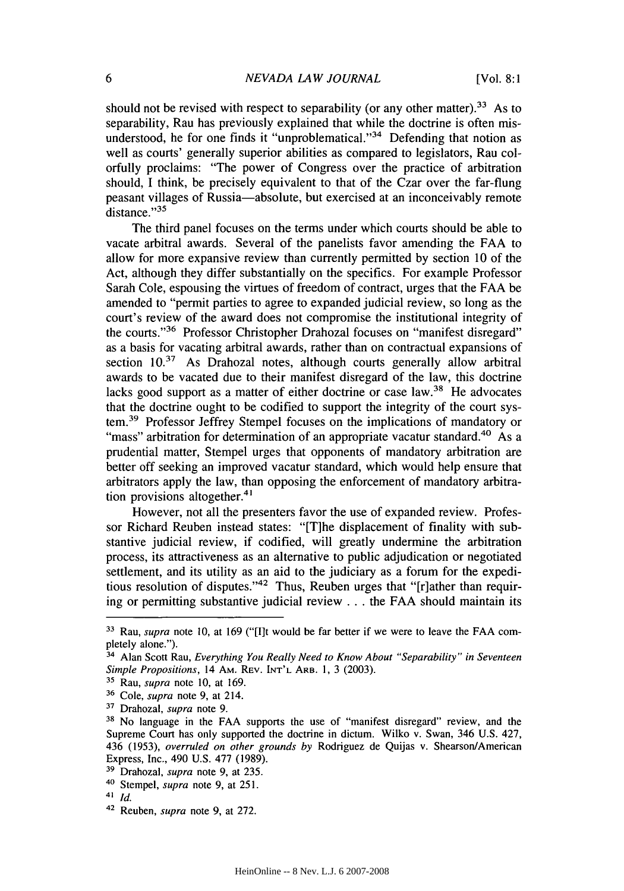should not be revised with respect to separability (or any other matter).[33] As to separability, Rau has previously explained that while the doctrine is often misunderstood, he for one finds it "unproblematical."[34] Defending that notion as well as courts' generally superior abilities as compared to legislators, Rau colorfully proclaims: "The power of Congress over the practice of arbitration should, I think, be precisely equivalent to that of the Czar over the far-flung peasant villages of Russia—absolute, but exercised at an inconceivably remote distance."[35]

The third panel focuses on the terms under which courts should be able to vacate arbitral awards. Several of the panelists favor amending the FAA to allow for more expansive review than currently permitted by section 10 of the Act, although they differ substantially on the specifics. For example Professor Sarah Cole, espousing the virtues of freedom of contract, urges that the FAA be amended to "permit parties to agree to expanded judicial review, so long as the court's review of the award does not compromise the institutional integrity of the courts."[36] Professor Christopher Drahozal focuses on "manifest disregard" as a basis for vacating arbitral awards, rather than on contractual expansions of section 10.[37] As Drahozal notes, although courts generally allow arbitral awards to be vacated due to their manifest disregard of the law, this doctrine lacks good support as a matter of either doctrine or case law.[38] He advocates that the doctrine ought to be codified to support the integrity of the court system.[39] Professor Jeffrey Stempel focuses on the implications of mandatory or "mass" arbitration for determination of an appropriate vacatur standard.[40] As a prudential matter, Stempel urges that opponents of mandatory arbitration are better off seeking an improved vacatur standard, which would help ensure that arbitrators apply the law, than opposing the enforcement of mandatory arbitration provisions altogether.[41]

However, not all the presenters favor the use of expanded review. Professor Richard Reuben instead states: "[T]he displacement of finality with substantive judicial review, if codified, will greatly undermine the arbitration process, its attractiveness as an alternative to public adjudication or negotiated settlement, and its utility as an aid to the judiciary as a forum for the expeditious resolution of disputes."[42] Thus, Reuben urges that "[r]ather than requiring or permitting substantive judicial review . . . the FAA should maintain its

---

[33] Rau, *supra* note 10, at 169 ("[I]t would be far better if we were to leave the FAA completely alone.").

[34] Alan Scott Rau, *Everything You Really Need to Know About "Separability" in Seventeen Simple Propositions*, 14 AM. REV. INT'L ARB. 1, 3 (2003).

[35] Rau, *supra* note 10, at 169.

[36] Cole, *supra* note 9, at 214.

[37] Drahozal, *supra* note 9.

[38] No language in the FAA supports the use of "manifest disregard" review, and the Supreme Court has only supported the doctrine in dictum. Wilko v. Swan, 346 U.S. 427, 436 (1953), *overruled on other grounds by* Rodriguez de Quijas v. Shearson/American Express, Inc., 490 U.S. 477 (1989).

[39] Drahozal, *supra* note 9, at 235.

[40] Stempel, *supra* note 9, at 251.

[41] *Id.*

[42] Reuben, *supra* note 9, at 272.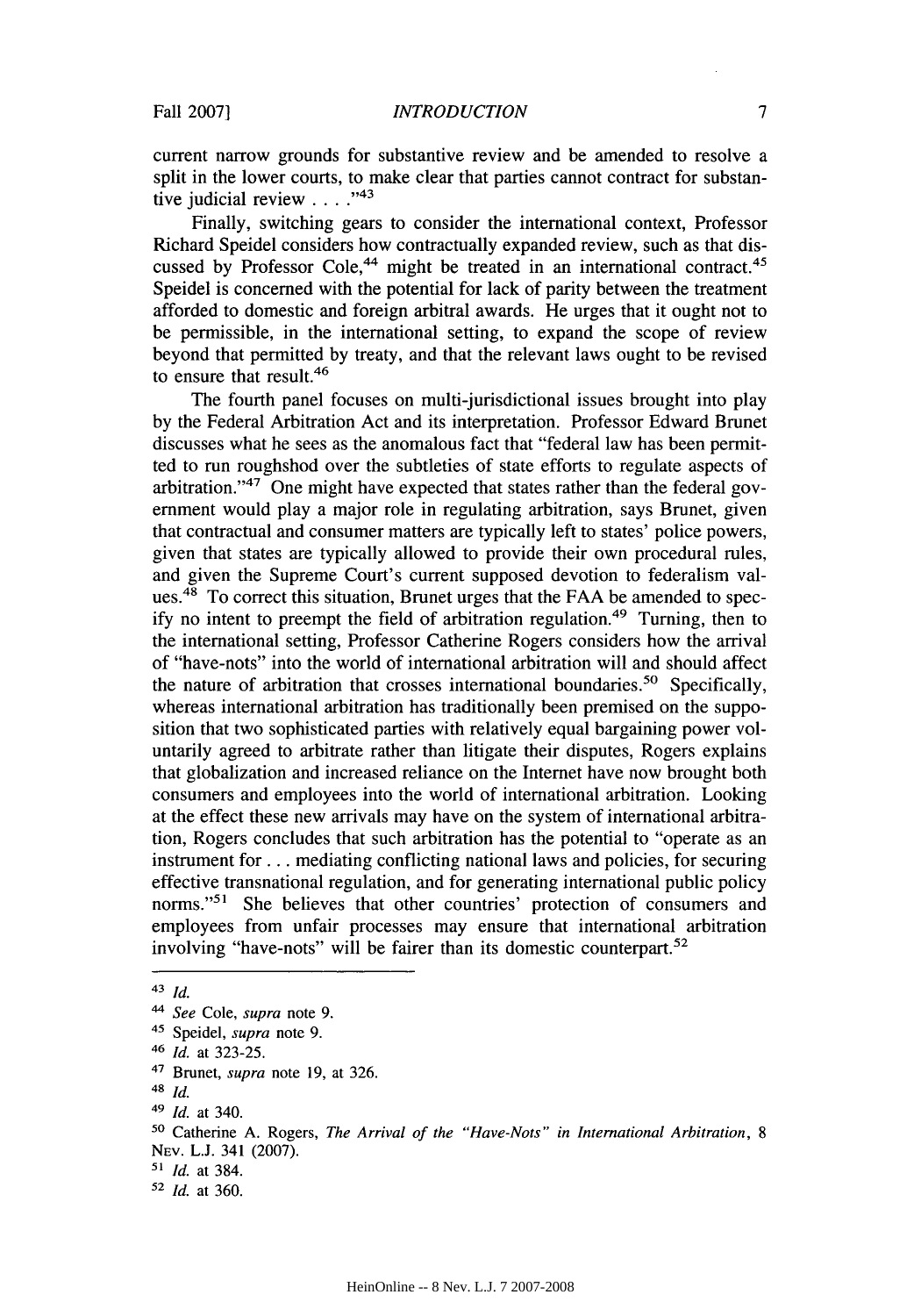current narrow grounds for substantive review and be amended to resolve a split in the lower courts, to make clear that parties cannot contract for substantive judicial review . . . ."[43]

Finally, switching gears to consider the international context, Professor Richard Speidel considers how contractually expanded review, such as that discussed by Professor Cole,[44] might be treated in an international contract.[45] Speidel is concerned with the potential for lack of parity between the treatment afforded to domestic and foreign arbitral awards. He urges that it ought not to be permissible, in the international setting, to expand the scope of review beyond that permitted by treaty, and that the relevant laws ought to be revised to ensure that result.[46]

The fourth panel focuses on multi-jurisdictional issues brought into play by the Federal Arbitration Act and its interpretation. Professor Edward Brunet discusses what he sees as the anomalous fact that "federal law has been permitted to run roughshod over the subtleties of state efforts to regulate aspects of arbitration."[47] One might have expected that states rather than the federal government would play a major role in regulating arbitration, says Brunet, given that contractual and consumer matters are typically left to states' police powers, given that states are typically allowed to provide their own procedural rules, and given the Supreme Court's current supposed devotion to federalism values.[48] To correct this situation, Brunet urges that the FAA be amended to specify no intent to preempt the field of arbitration regulation.[49] Turning, then to the international setting, Professor Catherine Rogers considers how the arrival of "have-nots" into the world of international arbitration will and should affect the nature of arbitration that crosses international boundaries.[50] Specifically, whereas international arbitration has traditionally been premised on the supposition that two sophisticated parties with relatively equal bargaining power voluntarily agreed to arbitrate rather than litigate their disputes, Rogers explains that globalization and increased reliance on the Internet have now brought both consumers and employees into the world of international arbitration. Looking at the effect these new arrivals may have on the system of international arbitration, Rogers concludes that such arbitration has the potential to "operate as an instrument for . . . mediating conflicting national laws and policies, for securing effective transnational regulation, and for generating international public policy norms."[51] She believes that other countries' protection of consumers and employees from unfair processes may ensure that international arbitration involving "have-nots" will be fairer than its domestic counterpart.[52]

---

[43] *Id.*

[44] *See* Cole, *supra* note 9.

[45] Speidel, *supra* note 9.

[46] *Id.* at 323-25.

[47] Brunet, *supra* note 19, at 326.

[48] *Id.*

[49] *Id.* at 340.

[50] Catherine A. Rogers, *The Arrival of the "Have-Nots" in International Arbitration*, 8 Nev. L.J. 341 (2007).

[51] *Id.* at 384.

[52] *Id.* at 360.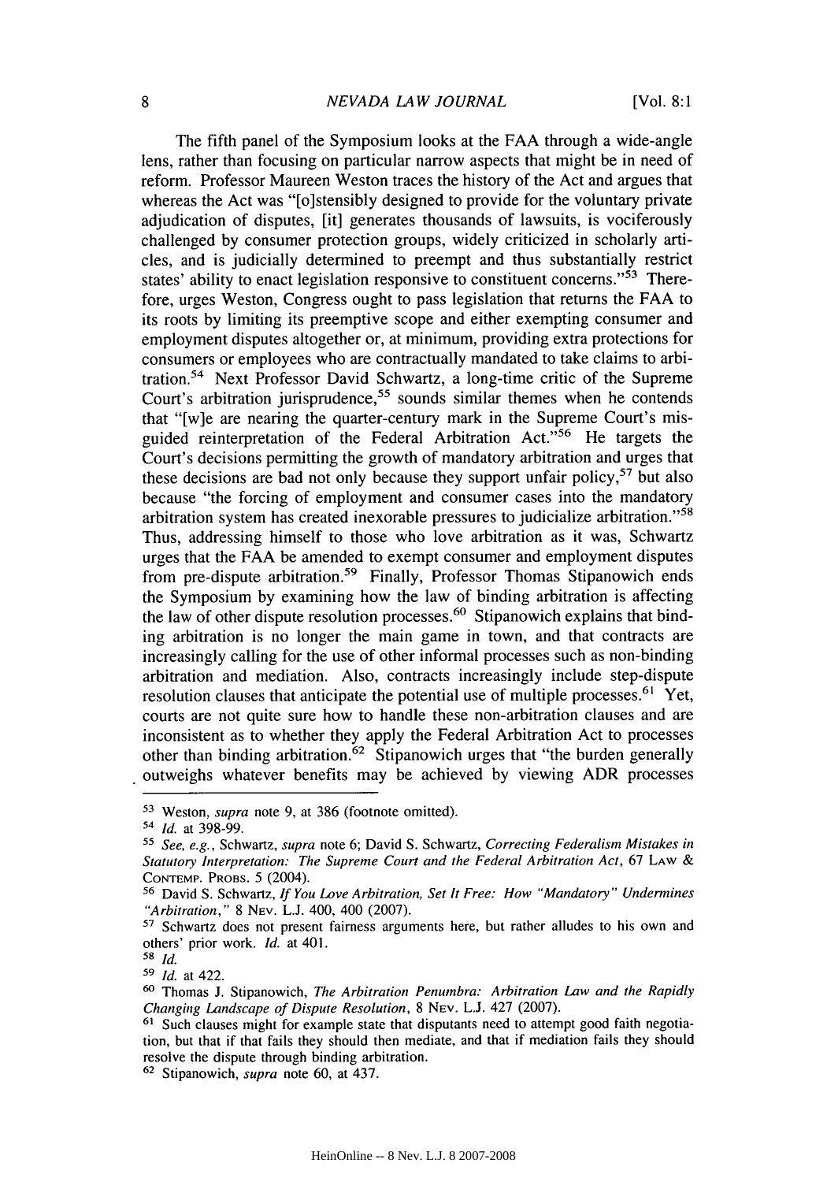The fifth panel of the Symposium looks at the FAA through a wide-angle lens, rather than focusing on particular narrow aspects that might be in need of reform. Professor Maureen Weston traces the history of the Act and argues that whereas the Act was "[o]stensibly designed to provide for the voluntary private adjudication of disputes, [it] generates thousands of lawsuits, is vociferously challenged by consumer protection groups, widely criticized in scholarly articles, and is judicially determined to preempt and thus substantially restrict states' ability to enact legislation responsive to constituent concerns."[53] Therefore, urges Weston, Congress ought to pass legislation that returns the FAA to its roots by limiting its preemptive scope and either exempting consumer and employment disputes altogether or, at minimum, providing extra protections for consumers or employees who are contractually mandated to take claims to arbitration.[54] Next Professor David Schwartz, a long-time critic of the Supreme Court's arbitration jurisprudence,[55] sounds similar themes when he contends that "[w]e are nearing the quarter-century mark in the Supreme Court's misguided reinterpretation of the Federal Arbitration Act."[56] He targets the Court's decisions permitting the growth of mandatory arbitration and urges that these decisions are bad not only because they support unfair policy,[57] but also because "the forcing of employment and consumer cases into the mandatory arbitration system has created inexorable pressures to judicialize arbitration."[58] Thus, addressing himself to those who love arbitration as it was, Schwartz urges that the FAA be amended to exempt consumer and employment disputes from pre-dispute arbitration.[59] Finally, Professor Thomas Stipanowich ends the Symposium by examining how the law of binding arbitration is affecting the law of other dispute resolution processes.[60] Stipanowich explains that binding arbitration is no longer the main game in town, and that contracts are increasingly calling for the use of other informal processes such as non-binding arbitration and mediation. Also, contracts increasingly include step-dispute resolution clauses that anticipate the potential use of multiple processes.[61] Yet, courts are not quite sure how to handle these non-arbitration clauses and are inconsistent as to whether they apply the Federal Arbitration Act to processes other than binding arbitration.[62] Stipanowich urges that "the burden generally outweighs whatever benefits may be achieved by viewing ADR processes

---

[53] Weston, *supra* note 9, at 386 (footnote omitted).

[54] *Id.* at 398-99.

[55] *See, e.g.*, Schwartz, *supra* note 6; David S. Schwartz, *Correcting Federalism Mistakes in Statutory Interpretation: The Supreme Court and the Federal Arbitration Act*, 67 LAW & CONTEMP. PROBS. 5 (2004).

[56] David S. Schwartz, *If You Love Arbitration, Set It Free: How "Mandatory" Undermines "Arbitration,"* 8 NEV. L.J. 400, 400 (2007).

[57] Schwartz does not present fairness arguments here, but rather alludes to his own and others' prior work. *Id.* at 401.

[58] *Id.*

[59] *Id.* at 422.

[60] Thomas J. Stipanowich, *The Arbitration Penumbra: Arbitration Law and the Rapidly Changing Landscape of Dispute Resolution*, 8 NEV. L.J. 427 (2007).

[61] Such clauses might for example state that disputants need to attempt good faith negotiation, but that if that fails they should then mediate, and that if mediation fails they should resolve the dispute through binding arbitration.

[62] Stipanowich, *supra* note 60, at 437.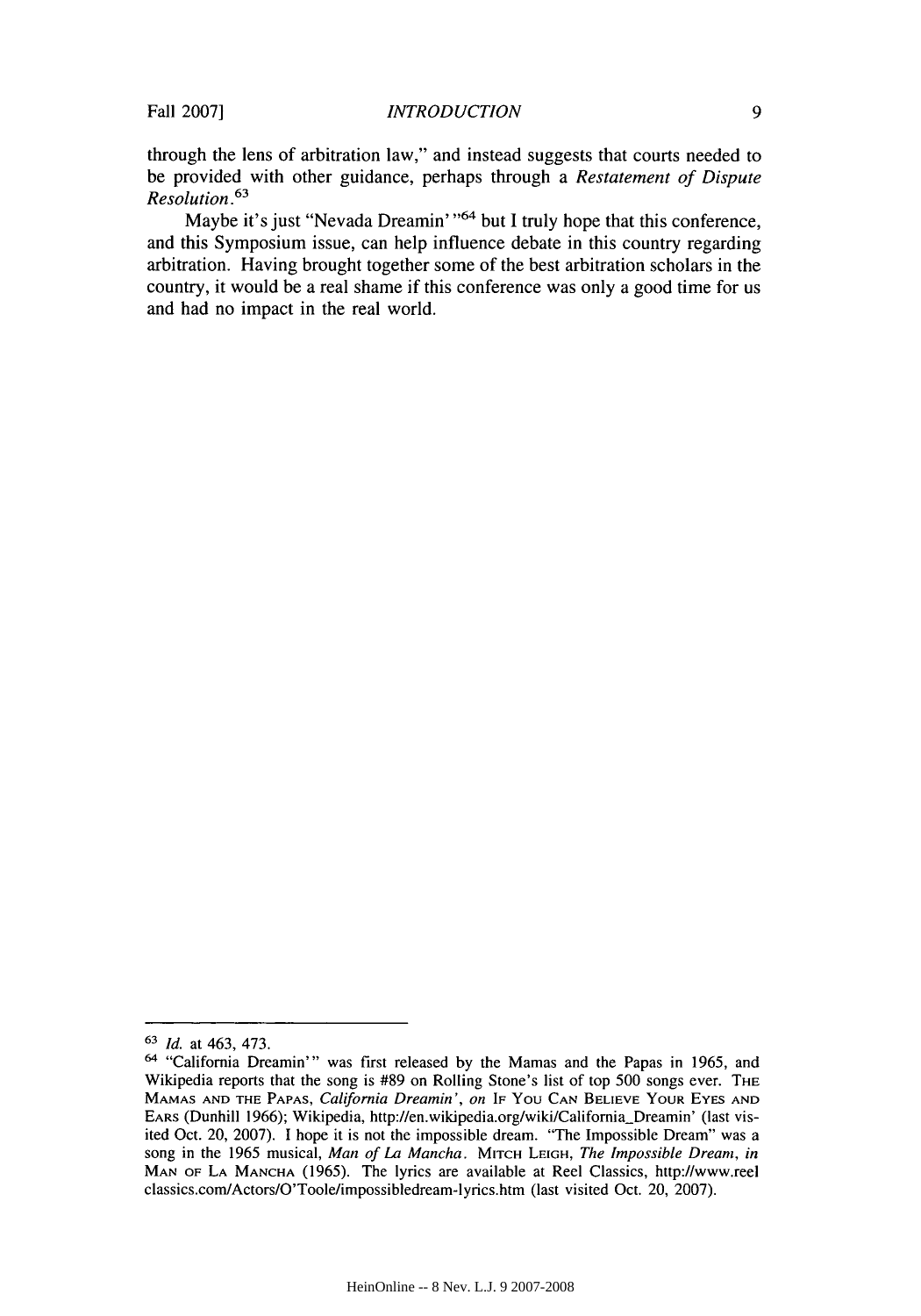through the lens of arbitration law," and instead suggests that courts needed to be provided with other guidance, perhaps through a *Restatement of Dispute Resolution*.[63]

Maybe it's just "Nevada Dreamin'"[64] but I truly hope that this conference, and this Symposium issue, can help influence debate in this country regarding arbitration. Having brought together some of the best arbitration scholars in the country, it would be a real shame if this conference was only a good time for us and had no impact in the real world.

---

[63] *Id.* at 463, 473.

[64] "California Dreamin'" was first released by the Mamas and the Papas in 1965, and Wikipedia reports that the song is #89 on Rolling Stone's list of top 500 songs ever. THE MAMAS AND THE PAPAS, *California Dreamin'*, *on* IF YOU CAN BELIEVE YOUR EYES AND EARS (Dunhill 1966); Wikipedia, http://en.wikipedia.org/wiki/California_Dreamin' (last visited Oct. 20, 2007). I hope it is not the impossible dream. "The Impossible Dream" was a song in the 1965 musical, *Man of La Mancha*. MITCH LEIGH, *The Impossible Dream*, *in* MAN OF LA MANCHA (1965). The lyrics are available at Reel Classics, http://www.reelclassics.com/Actors/O'Toole/impossibledream-lyrics.htm (last visited Oct. 20, 2007).